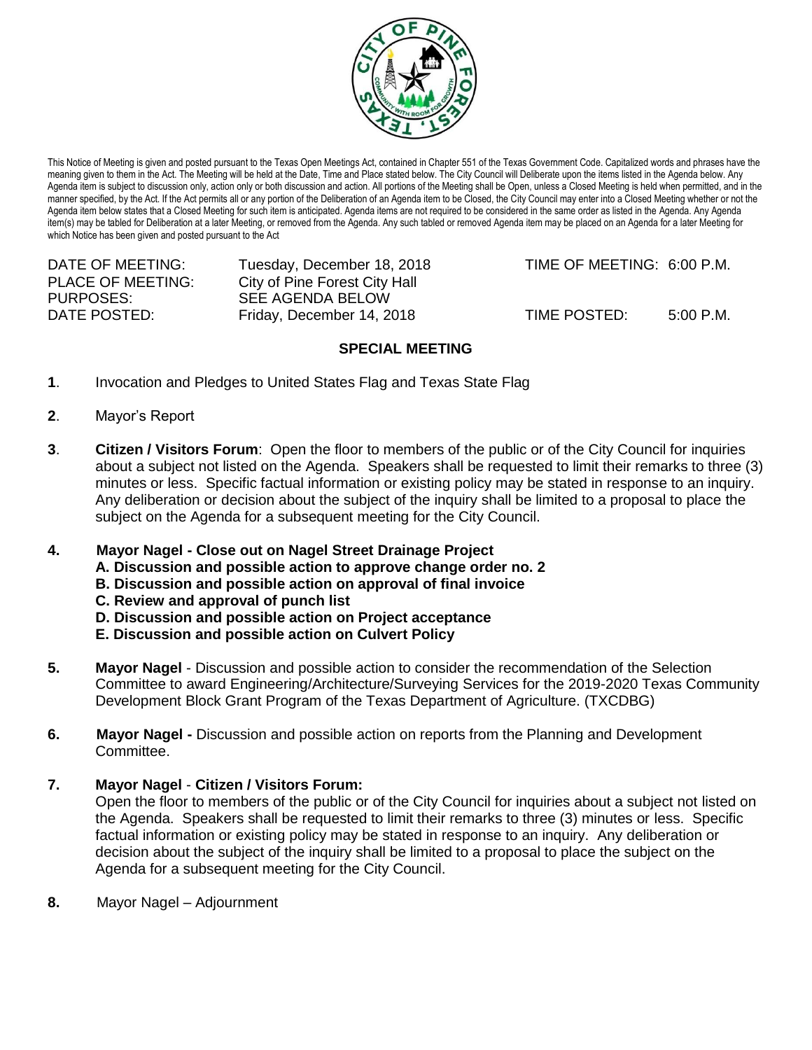This Notice of Meeting is given and posted pursuant to the Texas Open Meetings Act, contained in Chapter 551 of the Texas Government Code. Capitalized words and phrases have the meaning given to them in the Act. The Meeting will be held at the Date, Time and Place stated below. The City Council will Deliberate upon the items listed in the Agenda below. Any Agenda item is subject to discussion only, action only or both discussion and action. All portions of the Meeting shall be Open, unless a Closed Meeting is held when permitted, and in the manner specified, by the Act. If the Act permits all or any portion of the Deliberation of an Agenda item to be Closed, the City Council may enter into a Closed Meeting whether or not the Agenda item below states that a Closed Meeting for such item is anticipated. Agenda items are not required to be considered in the same order as listed in the Agenda. Any Agenda item(s) may be tabled for Deliberation at a later Meeting, or removed from the Agenda. Any such tabled or removed Agenda item may be placed on an Agenda for a later Meeting for which Notice has been given and posted pursuant to the Act

| | | | |
|---|---|---|---|
| DATE OF MEETING: | Tuesday, December 18, 2018 | TIME OF MEETING: | 6:00 P.M. |
| PLACE OF MEETING: | City of Pine Forest City Hall | | |
| PURPOSES: | SEE AGENDA BELOW | | |
| DATE POSTED: | Friday, December 14, 2018 | TIME POSTED: | 5:00 P.M. |

## SPECIAL MEETING

**1**. Invocation and Pledges to United States Flag and Texas State Flag

**2**. Mayor's Report

**3**. **Citizen / Visitors Forum**: Open the floor to members of the public or of the City Council for inquiries about a subject not listed on the Agenda. Speakers shall be requested to limit their remarks to three (3) minutes or less. Specific factual information or existing policy may be stated in response to an inquiry. Any deliberation or decision about the subject of the inquiry shall be limited to a proposal to place the subject on the Agenda for a subsequent meeting for the City Council.

**4. Mayor Nagel - Close out on Nagel Street Drainage Project**

**A. Discussion and possible action to approve change order no. 2**
**B. Discussion and possible action on approval of final invoice**
**C. Review and approval of punch list**
**D. Discussion and possible action on Project acceptance**
**E. Discussion and possible action on Culvert Policy**

**5. Mayor Nagel** - Discussion and possible action to consider the recommendation of the Selection Committee to award Engineering/Architecture/Surveying Services for the 2019-2020 Texas Community Development Block Grant Program of the Texas Department of Agriculture. (TXCDBG)

**6. Mayor Nagel -** Discussion and possible action on reports from the Planning and Development Committee.

**7. Mayor Nagel** - **Citizen / Visitors Forum:**
Open the floor to members of the public or of the City Council for inquiries about a subject not listed on the Agenda. Speakers shall be requested to limit their remarks to three (3) minutes or less. Specific factual information or existing policy may be stated in response to an inquiry. Any deliberation or decision about the subject of the inquiry shall be limited to a proposal to place the subject on the Agenda for a subsequent meeting for the City Council.

**8.** Mayor Nagel – Adjournment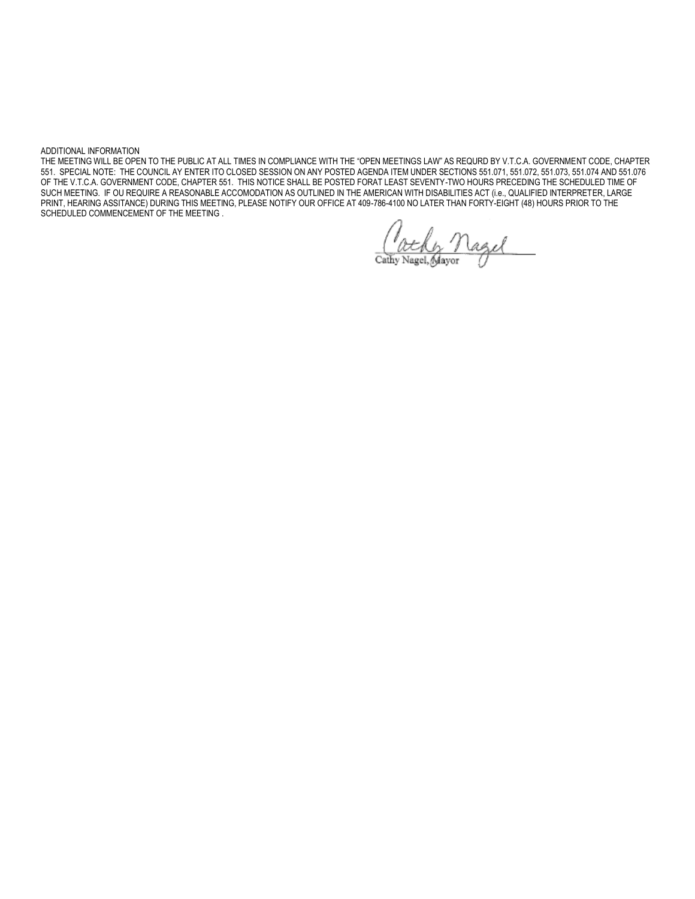ADDITIONAL INFORMATION

THE MEETING WILL BE OPEN TO THE PUBLIC AT ALL TIMES IN COMPLIANCE WITH THE "OPEN MEETINGS LAW" AS REQURD BY V.T.C.A. GOVERNMENT CODE, CHAPTER 551. SPECIAL NOTE: THE COUNCIL AY ENTER ITO CLOSED SESSION ON ANY POSTED AGENDA ITEM UNDER SECTIONS 551.071, 551.072, 551.073, 551.074 AND 551.076 OF THE V.T.C.A. GOVERNMENT CODE, CHAPTER 551. THIS NOTICE SHALL BE POSTED FORAT LEAST SEVENTY-TWO HOURS PRECEDING THE SCHEDULED TIME OF SUCH MEETING. IF OU REQUIRE A REASONABLE ACCOMODATION AS OUTLINED IN THE AMERICAN WITH DISABILITIES ACT (i.e., QUALIFIED INTERPRETER, LARGE PRINT, HEARING ASSITANCE) DURING THIS MEETING, PLEASE NOTIFY OUR OFFICE AT 409-786-4100 NO LATER THAN FORTY-EIGHT (48) HOURS PRIOR TO THE SCHEDULED COMMENCEMENT OF THE MEETING .

Cathy Nagel

Cathy Nagel, Mayor